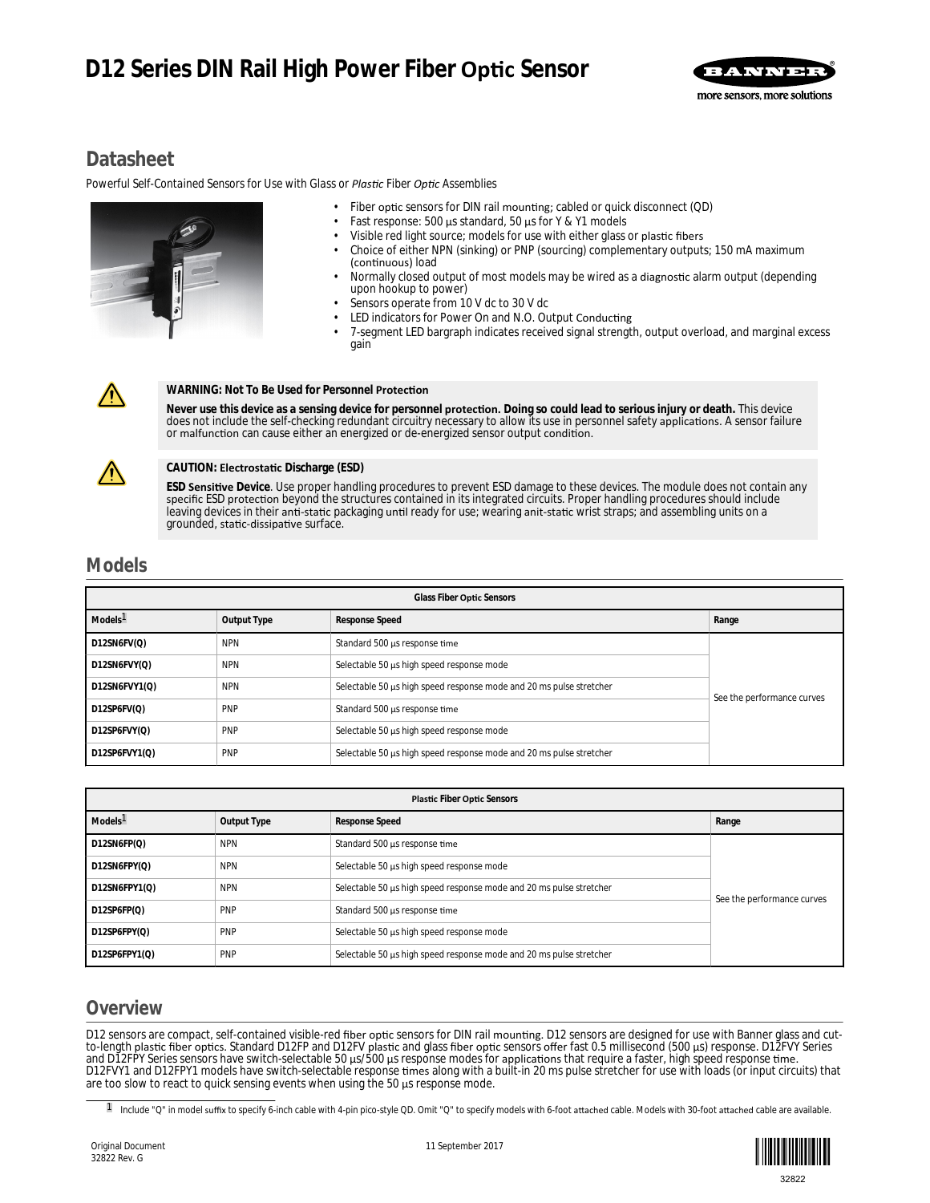# D12 Series DIN Rail High Power Fiber Optic Sensor

## Datasheet

Powerful Self-Contained Sensors for Use with Glass or *Plastic* Fiber *Optic* Assemblies

- Fiber optic sensors for DIN rail mounting; cabled or quick disconnect (QD)
- Fast response: 500 µs standard, 50 µs for Y & Y1 models
- Visible red light source; models for use with either glass or plastic fibers
- Choice of either NPN (sinking) or PNP (sourcing) complementary outputs; 150 mA maximum (continuous) load
- Normally closed output of most models may be wired as a diagnostic alarm output (depending upon hookup to power)
- Sensors operate from 10 V dc to 30 V dc
- LED indicators for Power On and N.O. Output Conducting
- 7-segment LED bargraph indicates received signal strength, output overload, and marginal excess gain

**WARNING: Not To Be Used for Personnel Protection**

**Never use this device as a sensing device for personnel protection. Doing so could lead to serious injury or death.** This device does not include the self-checking redundant circuitry necessary to allow its use in personnel safety applications. A sensor failure or malfunction can cause either an energized or de-energized sensor output condition.

**CAUTION: Electrostatic Discharge (ESD)**

**ESD Sensitive Device**. Use proper handling procedures to prevent ESD damage to these devices. The module does not contain any specific ESD protection beyond the structures contained in its integrated circuits. Proper handling procedures should include leaving devices in their anti-static packaging until ready for use; wearing anit-static wrist straps; and assembling units on a grounded, static-dissipative surface.

## Models

| Glass Fiber Optic Sensors | | | |
|---|---|---|---|
| **Models**[1] | **Output Type** | **Response Speed** | **Range** |
| **D12SN6FV(Q)** | NPN | Standard 500 µs response time | See the performance curves |
| **D12SN6FVY(Q)** | NPN | Selectable 50 µs high speed response mode | |
| **D12SN6FVY1(Q)** | NPN | Selectable 50 µs high speed response mode and 20 ms pulse stretcher | |
| **D12SP6FV(Q)** | PNP | Standard 500 µs response time | |
| **D12SP6FVY(Q)** | PNP | Selectable 50 µs high speed response mode | |
| **D12SP6FVY1(Q)** | PNP | Selectable 50 µs high speed response mode and 20 ms pulse stretcher | |

| Plastic Fiber Optic Sensors | | | |
|---|---|---|---|
| **Models**[1] | **Output Type** | **Response Speed** | **Range** |
| **D12SN6FP(Q)** | NPN | Standard 500 µs response time | See the performance curves |
| **D12SN6FPY(Q)** | NPN | Selectable 50 µs high speed response mode | |
| **D12SN6FPY1(Q)** | NPN | Selectable 50 µs high speed response mode and 20 ms pulse stretcher | |
| **D12SP6FP(Q)** | PNP | Standard 500 µs response time | |
| **D12SP6FPY(Q)** | PNP | Selectable 50 µs high speed response mode | |
| **D12SP6FPY1(Q)** | PNP | Selectable 50 µs high speed response mode and 20 ms pulse stretcher | |

## Overview

D12 sensors are compact, self-contained visible-red fiber optic sensors for DIN rail mounting. D12 sensors are designed for use with Banner glass and cut-to-length plastic fiber optics. Standard D12FP and D12FV plastic and glass fiber optic sensors offer fast 0.5 millisecond (500 µs) response. D12FVY Series and D12FPY Series sensors have switch-selectable 50 µs/500 µs response modes for applications that require a faster, high speed response time. D12FVY1 and D12FPY1 models have switch-selectable response times along with a built-in 20 ms pulse stretcher for use with loads (or input circuits) that are too slow to react to quick sensing events when using the 50 µs response mode.

[1] Include "Q" in model suffix to specify 6-inch cable with 4-pin pico-style QD. Omit "Q" to specify models with 6-foot attached cable. Models with 30-foot attached cable are available.

Original Document
32822 Rev. G

11 September 2017

32822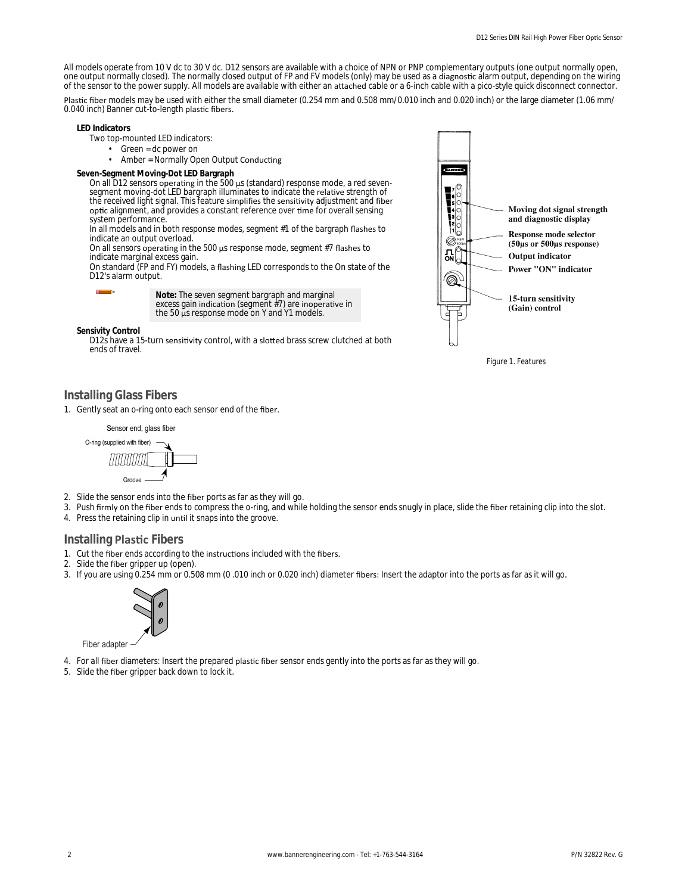All models operate from 10 V dc to 30 V dc. D12 sensors are available with a choice of NPN or PNP complementary outputs (one output normally open, one output normally closed). The normally closed output of FP and FV models (only) may be used as a diagnostic alarm output, depending on the wiring of the sensor to the power supply. All models are available with either an attached cable or a 6-inch cable with a pico-style quick disconnect connector.

Plastic fiber models may be used with either the small diameter (0.254 mm and 0.508 mm/0.010 inch and 0.020 inch) or the large diameter (1.06 mm/ 0.040 inch) Banner cut-to-length plastic fibers.

**LED Indicators**

Two top-mounted LED indicators:

- Green = dc power on
- Amber = Normally Open Output Conducting

**Seven-Segment Moving-Dot LED Bargraph**

On all D12 sensors operating in the 500 µs (standard) response mode, a red seven-segment moving-dot LED bargraph illuminates to indicate the relative strength of the received light signal. This feature simplifies the sensitivity adjustment and fiber optic alignment, and provides a constant reference over time for overall sensing system performance.

In all models and in both response modes, segment #1 of the bargraph flashes to indicate an output overload.

On all sensors operating in the 500 µs response mode, segment #7 flashes to indicate marginal excess gain.

On standard (FP and FY) models, a flashing LED corresponds to the On state of the D12's alarm output.

**Note:** The seven segment bargraph and marginal excess gain indication (segment #7) are inoperative in the 50 µs response mode on Y and Y1 models.

**Sensivity Control**

D12s have a 15-turn sensitivity control, with a slotted brass screw clutched at both ends of travel.

Moving dot signal strength and diagnostic display

Response mode selector (50µs or 500µs response)

Output indicator

Power "ON" indicator

15-turn sensitivity (Gain) control

Figure 1. Features

## Installing Glass Fibers

1. Gently seat an o-ring onto each sensor end of the fiber.

   Sensor end, glass fiber

   O-ring (supplied with fiber)

   Groove

2. Slide the sensor ends into the fiber ports as far as they will go.
3. Push firmly on the fiber ends to compress the o-ring, and while holding the sensor ends snugly in place, slide the fiber retaining clip into the slot.
4. Press the retaining clip in until it snaps into the groove.

## Installing Plastic Fibers

1. Cut the fiber ends according to the instructions included with the fibers.
2. Slide the fiber gripper up (open).
3. If you are using 0.254 mm or 0.508 mm (0 .010 inch or 0.020 inch) diameter fibers: Insert the adaptor into the ports as far as it will go.

   Fiber adapter

4. For all fiber diameters: Insert the prepared plastic fiber sensor ends gently into the ports as far as they will go.
5. Slide the fiber gripper back down to lock it.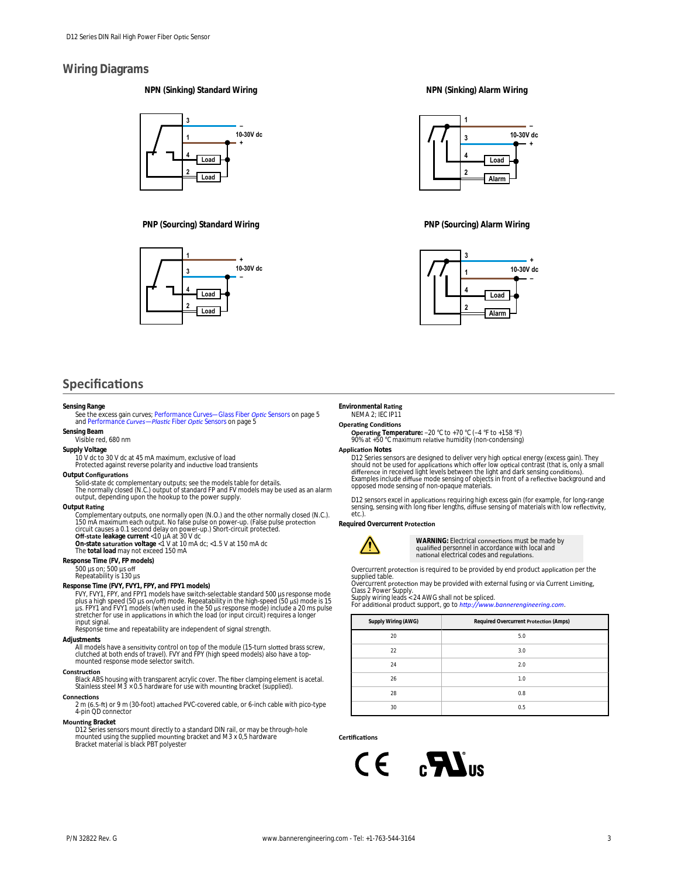## Wiring Diagrams

**NPN (Sinking) Standard Wiring**

**NPN (Sinking) Alarm Wiring**

**PNP (Sourcing) Standard Wiring**

**PNP (Sourcing) Alarm Wiring**

## Specifications

**Sensing Range**
See the excess gain curves; Performance Curves—Glass Fiber *Optic* Sensors on page 5 and Performance *Curves*—*Plastic* Fiber *Optic* Sensors on page 5

**Sensing Beam**
Visible red, 680 nm

**Supply Voltage**
10 V dc to 30 V dc at 45 mA maximum, exclusive of load
Protected against reverse polarity and inductive load transients

**Output Configurations**
Solid-state dc complementary outputs; see the models table for details.
The normally closed (N.C.) output of standard FP and FV models may be used as an alarm output, depending upon the hookup to the power supply.

**Output Rating**
Complementary outputs, one normally open (N.O.) and the other normally closed (N.C.).
150 mA maximum each output. No false pulse on power-up. (False pulse protection circuit causes a 0.1 second delay on power-up.) Short-circuit protected.
**Off-state leakage current** <10 µA at 30 V dc
**On-state saturation voltage** <1 V at 10 mA dc; <1.5 V at 150 mA dc
The **total load** may not exceed 150 mA

**Response Time (FV, FP models)**
500 µs on; 500 µs off
Repeatability is 130 µs

**Response Time (FVY, FVY1, FPY, and FPY1 models)**
FVY, FVY1, FPY, and FPY1 models have switch-selectable standard 500 µs response mode plus a high speed (50 µs on/off) mode. Repeatability in the high-speed (50 µs) mode is 15 µs. FPY1 and FVY1 models (when used in the 50 µs response mode) include a 20 ms pulse stretcher for use in applications in which the load (or input circuit) requires a longer input signal.
Response time and repeatability are independent of signal strength.

**Adjustments**
All models have a sensitivity control on top of the module (15-turn slotted brass screw, clutched at both ends of travel). FVY and FPY (high speed models) also have a top-mounted response mode selector switch.

**Construction**
Black ABS housing with transparent acrylic cover. The fiber clamping element is acetal.
Stainless steel M 3 × 0.5 hardware for use with mounting bracket (supplied).

**Connections**
2 m (6.5-ft) or 9 m (30-foot) attached PVC-covered cable, or 6-inch cable with pico-type 4-pin QD connector

**Mounting Bracket**
D12 Series sensors mount directly to a standard DIN rail, or may be through-hole mounted using the supplied mounting bracket and M 3 x 0,5 hardware
Bracket material is black PBT polyester

**Environmental Rating**
NEMA 2; IEC IP11

**Operating Conditions**
**Operating Temperature:** −20 °C to +70 °C (−4 °F to +158 °F)
90% at +50 °C maximum relative humidity (non-condensing)

**Application Notes**
D12 Series sensors are designed to deliver very high optical energy (excess gain). They should not be used for applications which offer low optical contrast (that is, only a small difference in received light levels between the light and dark sensing conditions). Examples include diffuse mode sensing of objects in front of a reflective background and opposed mode sensing of non-opaque materials.

D12 sensors excel in applications requiring high excess gain (for example, for long-range sensing, sensing with long fiber lengths, diffuse sensing of materials with low reflectivity, etc.).

**Required Overcurrent Protection**

**WARNING:** Electrical connections must be made by qualified personnel in accordance with local and national electrical codes and regulations.

Overcurrent protection is required to be provided by end product application per the supplied table.
Overcurrent protection may be provided with external fusing or via Current Limiting, Class 2 Power Supply.
Supply wiring leads < 24 AWG shall not be spliced.
For additional product support, go to *http://www.bannerengineering.com*.

| Supply Wiring (AWG) | Required Overcurrent Protection (Amps) |
|---|---|
| 20 | 5.0 |
| 22 | 3.0 |
| 24 | 2.0 |
| 26 | 1.0 |
| 28 | 0.8 |
| 30 | 0.5 |

**Certifications**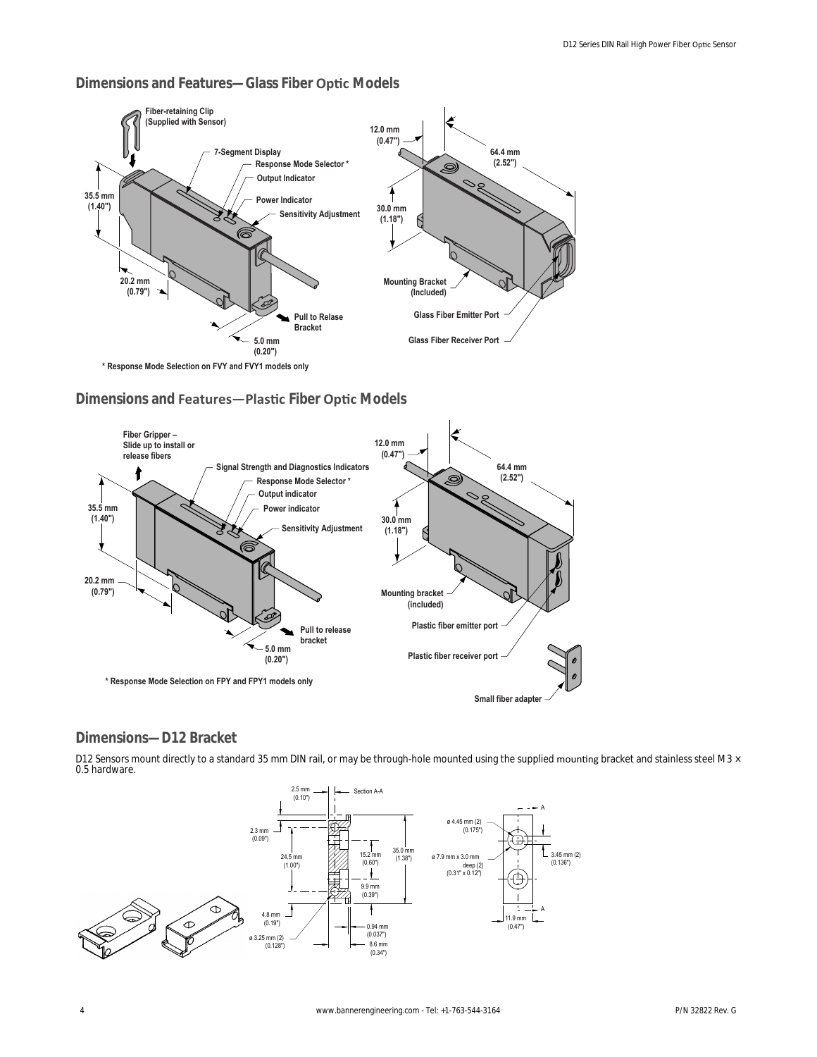## Dimensions and Features—Glass Fiber Optic Models

Fiber-retaining Clip (Supplied with Sensor)

7-Segment Display

Response Mode Selector *

Output Indicator

Power Indicator

Sensitivity Adjustment

35.5 mm (1.40")

20.2 mm (0.79")

Pull to Relase Bracket

5.0 mm (0.20")

12.0 mm (0.47")

64.4 mm (2.52")

30.0 mm (1.18")

Mounting Bracket (Included)

Glass Fiber Emitter Port

Glass Fiber Receiver Port

\* Response Mode Selection on FVY and FVY1 models only

## Dimensions and Features—Plastic Fiber Optic Models

Fiber Gripper – Slide up to install or release fibers

Signal Strength and Diagnostics Indicators

Response Mode Selector *

Output indicator

Power indicator

Sensitivity Adjustment

35.5 mm (1.40")

20.2 mm (0.79")

Pull to release bracket

5.0 mm (0.20")

12.0 mm (0.47")

64.4 mm (2.52")

30.0 mm (1.18")

Mounting bracket (included)

Plastic fiber emitter port

Plastic fiber receiver port

Small fiber adapter

\* Response Mode Selection on FPY and FPY1 models only

## Dimensions—D12 Bracket

D12 Sensors mount directly to a standard 35 mm DIN rail, or may be through-hole mounted using the supplied mounting bracket and stainless steel M3 × 0.5 hardware.

2.5 mm (0.10")

Section A-A

2.3 mm (0.09")

24.5 mm (1.00")

15.2 mm (0.60")

35.0 mm (1.38")

9.9 mm (0.39")

4.8 mm (0.19")

ø 3.25 mm (2) (0.128")

0.94 mm (0.037")

8.6 mm (0.34")

ø 4.45 mm (2) (0.175")

ø 7.9 mm x 3.0 mm deep (2) (0.31" x 0.12")

3.45 mm (2) (0.136")

11.9 mm (0.47")

A

A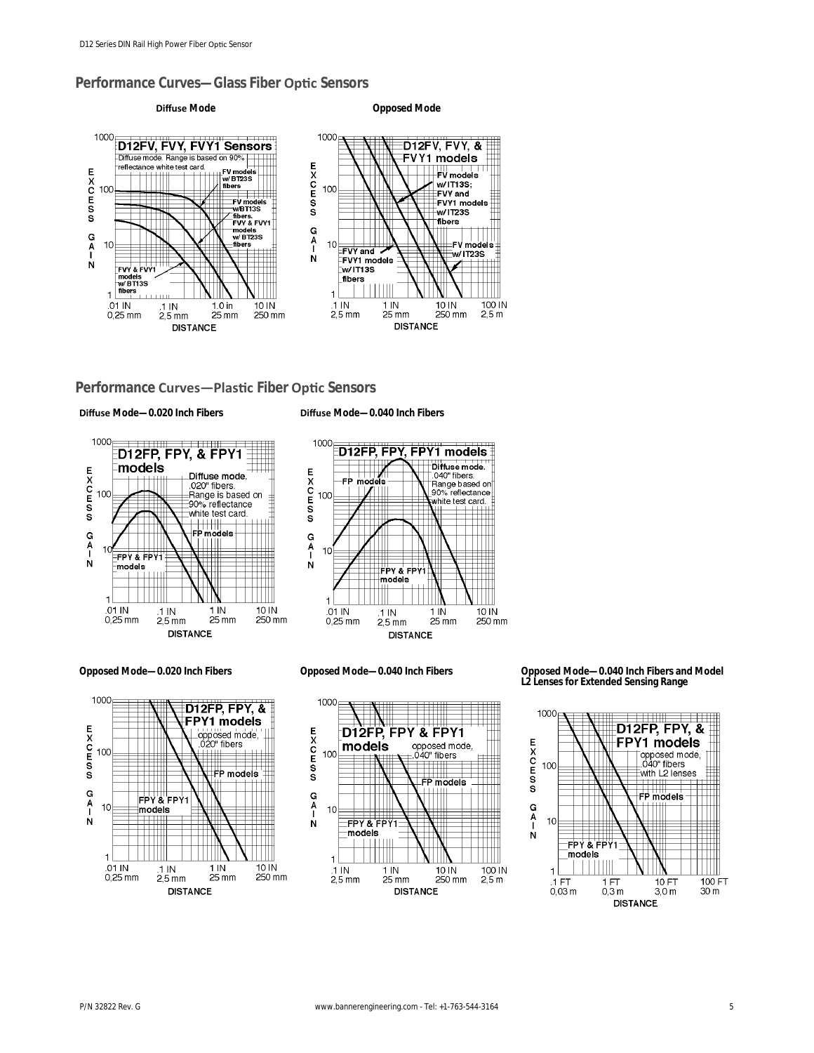## Performance Curves—Glass Fiber Optic Sensors

**Diffuse Mode**

D12FV, FVY, FVY1 Sensors

Diffuse mode. Range is based on 90% reflectance white test card.

- FV models w/ BT23S fibers
- FV models w/BT13S fibers. FVY & FVY1 models w/ BT23S fibers
- FVY & FVY1 models w/ BT13S fibers

EXCESS GAIN: 1, 10, 100, 1000

DISTANCE: .01 IN 0,25 mm; .1 IN 2,5 mm; 1.0 in 25 mm; 10 IN 250 mm

**Opposed Mode**

D12FV, FVY, & FVY1 models

- FV models w/IT13S; FVY and FVY1 models w/IT23S fibers
- FV models w/IT23S
- FVY and FVY1 models w/IT13S fibers

EXCESS GAIN: 1, 10, 100, 1000

DISTANCE: .1 IN 2,5 mm; 1 IN 25 mm; 10 IN 250 mm; 100 IN 2,5 m

## Performance Curves—Plastic Fiber Optic Sensors

**Diffuse Mode—0.020 Inch Fibers**

D12FP, FPY, & FPY1 models

Diffuse mode. .020" fibers. Range is based on 90% reflectance white test card.

- FP models
- FPY & FPY1 models

EXCESS GAIN: 1, 10, 100, 1000

DISTANCE: .01 IN 0,25 mm; .1 IN 2,5 mm; 1 IN 25 mm; 10 IN 250 mm

**Diffuse Mode—0.040 Inch Fibers**

D12FP, FPY, FPY1 models

Diffuse mode. .040" fibers. Range based on 90% reflectance white test card.

- FP models
- FPY & FPY1 models

EXCESS GAIN: 1, 10, 100, 1000

DISTANCE: .01 IN 0,25 mm; .1 IN 2,5 mm; 1 IN 25 mm; 10 IN 250 mm

**Opposed Mode—0.020 Inch Fibers**

D12FP, FPY, & FPY1 models

opposed mode, .020" fibers

- FP models
- FPY & FPY1 models

EXCESS GAIN: 1, 10, 100, 1000

DISTANCE: .01 IN 0,25 mm; .1 IN 2,5 mm; 1 IN 25 mm; 10 IN 250 mm

**Opposed Mode—0.040 Inch Fibers**

D12FP, FPY & FPY1 models

opposed mode, .040" fibers

- FP models
- FPY & FPY1 models

EXCESS GAIN: 1, 10, 100, 1000

DISTANCE: .1 IN 2,5 mm; 1 IN 25 mm; 10 IN 250 mm; 100 IN 2,5 m

**Opposed Mode—0.040 Inch Fibers and Model L2 Lenses for Extended Sensing Range**

D12FP, FPY, & FPY1 models

opposed mode, .040" fibers with L2 lenses

- FP models
- FPY & FPY1 models

EXCESS GAIN: 1, 10, 100, 1000

DISTANCE: .1 FT 0,03 m; 1 FT 0,3 m; 10 FT 3,0 m; 100 FT 30 m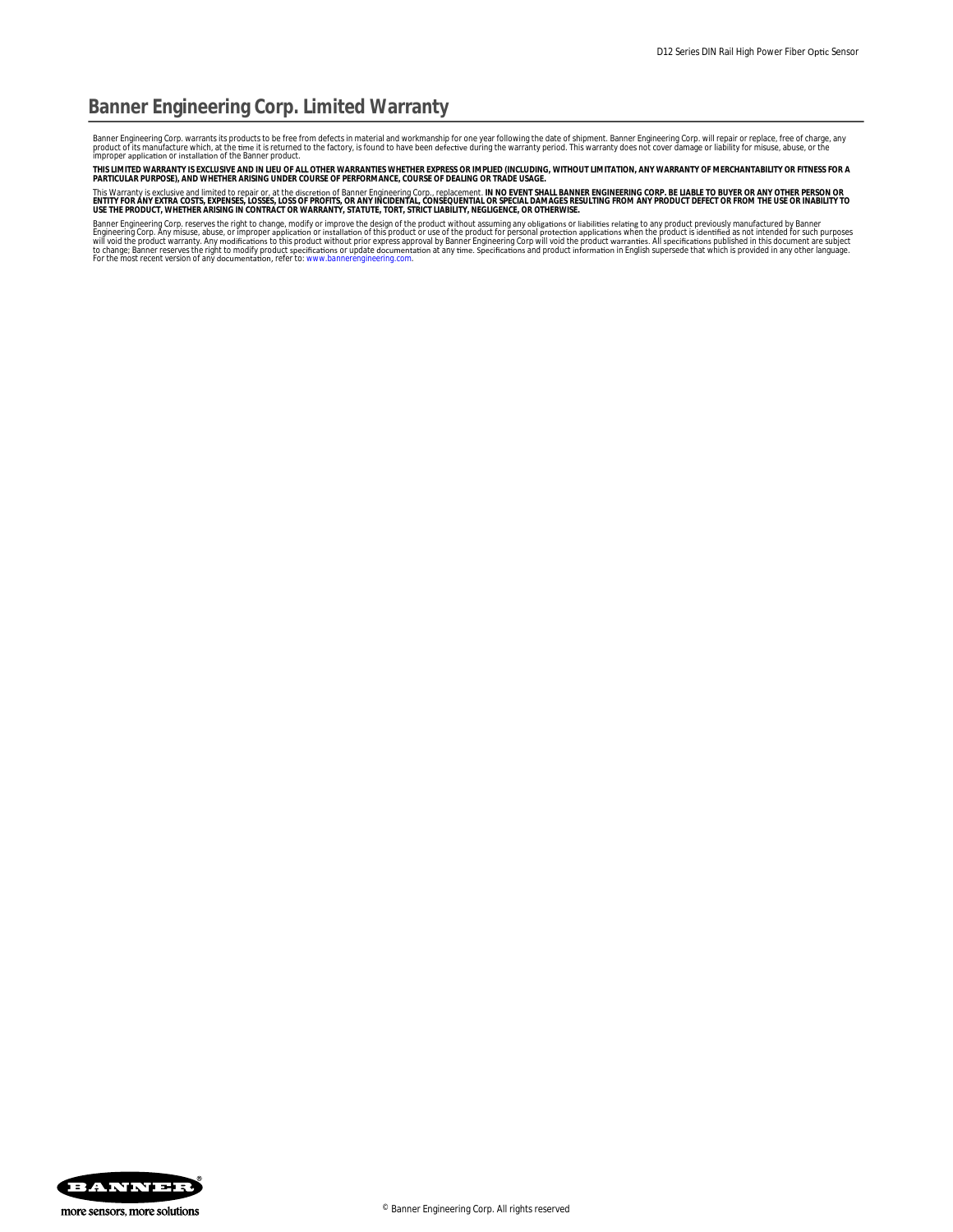# Banner Engineering Corp. Limited Warranty

Banner Engineering Corp. warrants its products to be free from defects in material and workmanship for one year following the date of shipment. Banner Engineering Corp. will repair or replace, free of charge, any product of its manufacture which, at the time it is returned to the factory, is found to have been defective during the warranty period. This warranty does not cover damage or liability for misuse, abuse, or the improper application or installation of the Banner product.

**THIS LIMITED WARRANTY IS EXCLUSIVE AND IN LIEU OF ALL OTHER WARRANTIES WHETHER EXPRESS OR IMPLIED (INCLUDING, WITHOUT LIMITATION, ANY WARRANTY OF MERCHANTABILITY OR FITNESS FOR A PARTICULAR PURPOSE), AND WHETHER ARISING UNDER COURSE OF PERFORMANCE, COURSE OF DEALING OR TRADE USAGE.**

This Warranty is exclusive and limited to repair or, at the discretion of Banner Engineering Corp., replacement. **IN NO EVENT SHALL BANNER ENGINEERING CORP. BE LIABLE TO BUYER OR ANY OTHER PERSON OR ENTITY FOR ANY EXTRA COSTS, EXPENSES, LOSSES, LOSS OF PROFITS, OR ANY INCIDENTAL, CONSEQUENTIAL OR SPECIAL DAMAGES RESULTING FROM ANY PRODUCT DEFECT OR FROM THE USE OR INABILITY TO USE THE PRODUCT, WHETHER ARISING IN CONTRACT OR WARRANTY, STATUTE, TORT, STRICT LIABILITY, NEGLIGENCE, OR OTHERWISE.**

Banner Engineering Corp. reserves the right to change, modify or improve the design of the product without assuming any obligations or liabilities relating to any product previously manufactured by Banner Engineering Corp. Any misuse, abuse, or improper application or installation of this product or use of the product for personal protection applications when the product is identified as not intended for such purposes will void the product warranty. Any modifications to this product without prior express approval by Banner Engineering Corp will void the product warranties. All specifications published in this document are subject to change; Banner reserves the right to modify product specifications or update documentation at any time. Specifications and product information in English supersede that which is provided in any other language. For the most recent version of any documentation, refer to: www.bannerengineering.com.

more sensors, more solutions

© Banner Engineering Corp. All rights reserved